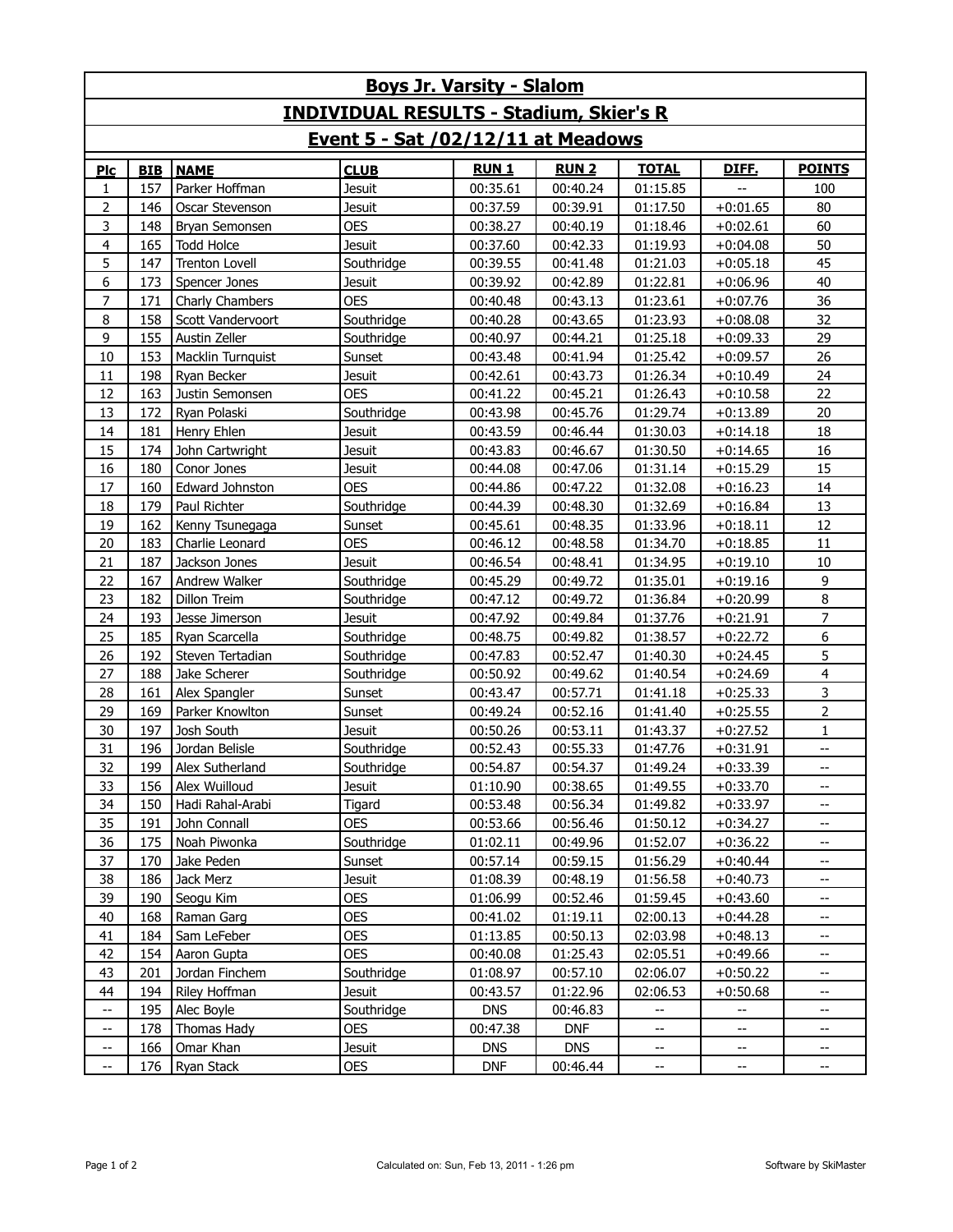# Boys Jr. Varsity - Slalom

## INDIVIDUAL RESULTS - Stadium, Skier's R

## Event 5 - Sat /02/12/11 at Meadows

| Plc | BIB | NAME | CLUB | RUN 1 | RUN 2 | TOTAL | DIFF. | POINTS |
|---|---|---|---|---|---|---|---|---|
| 1 | 157 | Parker Hoffman | Jesuit | 00:35.61 | 00:40.24 | 01:15.85 | -- | 100 |
| 2 | 146 | Oscar Stevenson | Jesuit | 00:37.59 | 00:39.91 | 01:17.50 | +0:01.65 | 80 |
| 3 | 148 | Bryan Semonsen | OES | 00:38.27 | 00:40.19 | 01:18.46 | +0:02.61 | 60 |
| 4 | 165 | Todd Holce | Jesuit | 00:37.60 | 00:42.33 | 01:19.93 | +0:04.08 | 50 |
| 5 | 147 | Trenton Lovell | Southridge | 00:39.55 | 00:41.48 | 01:21.03 | +0:05.18 | 45 |
| 6 | 173 | Spencer Jones | Jesuit | 00:39.92 | 00:42.89 | 01:22.81 | +0:06.96 | 40 |
| 7 | 171 | Charly Chambers | OES | 00:40.48 | 00:43.13 | 01:23.61 | +0:07.76 | 36 |
| 8 | 158 | Scott Vandervoort | Southridge | 00:40.28 | 00:43.65 | 01:23.93 | +0:08.08 | 32 |
| 9 | 155 | Austin Zeller | Southridge | 00:40.97 | 00:44.21 | 01:25.18 | +0:09.33 | 29 |
| 10 | 153 | Macklin Turnquist | Sunset | 00:43.48 | 00:41.94 | 01:25.42 | +0:09.57 | 26 |
| 11 | 198 | Ryan Becker | Jesuit | 00:42.61 | 00:43.73 | 01:26.34 | +0:10.49 | 24 |
| 12 | 163 | Justin Semonsen | OES | 00:41.22 | 00:45.21 | 01:26.43 | +0:10.58 | 22 |
| 13 | 172 | Ryan Polaski | Southridge | 00:43.98 | 00:45.76 | 01:29.74 | +0:13.89 | 20 |
| 14 | 181 | Henry Ehlen | Jesuit | 00:43.59 | 00:46.44 | 01:30.03 | +0:14.18 | 18 |
| 15 | 174 | John Cartwright | Jesuit | 00:43.83 | 00:46.67 | 01:30.50 | +0:14.65 | 16 |
| 16 | 180 | Conor Jones | Jesuit | 00:44.08 | 00:47.06 | 01:31.14 | +0:15.29 | 15 |
| 17 | 160 | Edward Johnston | OES | 00:44.86 | 00:47.22 | 01:32.08 | +0:16.23 | 14 |
| 18 | 179 | Paul Richter | Southridge | 00:44.39 | 00:48.30 | 01:32.69 | +0:16.84 | 13 |
| 19 | 162 | Kenny Tsunegaga | Sunset | 00:45.61 | 00:48.35 | 01:33.96 | +0:18.11 | 12 |
| 20 | 183 | Charlie Leonard | OES | 00:46.12 | 00:48.58 | 01:34.70 | +0:18.85 | 11 |
| 21 | 187 | Jackson Jones | Jesuit | 00:46.54 | 00:48.41 | 01:34.95 | +0:19.10 | 10 |
| 22 | 167 | Andrew Walker | Southridge | 00:45.29 | 00:49.72 | 01:35.01 | +0:19.16 | 9 |
| 23 | 182 | Dillon Treim | Southridge | 00:47.12 | 00:49.72 | 01:36.84 | +0:20.99 | 8 |
| 24 | 193 | Jesse Jimerson | Jesuit | 00:47.92 | 00:49.84 | 01:37.76 | +0:21.91 | 7 |
| 25 | 185 | Ryan Scarcella | Southridge | 00:48.75 | 00:49.82 | 01:38.57 | +0:22.72 | 6 |
| 26 | 192 | Steven Tertadian | Southridge | 00:47.83 | 00:52.47 | 01:40.30 | +0:24.45 | 5 |
| 27 | 188 | Jake Scherer | Southridge | 00:50.92 | 00:49.62 | 01:40.54 | +0:24.69 | 4 |
| 28 | 161 | Alex Spangler | Sunset | 00:43.47 | 00:57.71 | 01:41.18 | +0:25.33 | 3 |
| 29 | 169 | Parker Knowlton | Sunset | 00:49.24 | 00:52.16 | 01:41.40 | +0:25.55 | 2 |
| 30 | 197 | Josh South | Jesuit | 00:50.26 | 00:53.11 | 01:43.37 | +0:27.52 | 1 |
| 31 | 196 | Jordan Belisle | Southridge | 00:52.43 | 00:55.33 | 01:47.76 | +0:31.91 | -- |
| 32 | 199 | Alex Sutherland | Southridge | 00:54.87 | 00:54.37 | 01:49.24 | +0:33.39 | -- |
| 33 | 156 | Alex Wuilloud | Jesuit | 01:10.90 | 00:38.65 | 01:49.55 | +0:33.70 | -- |
| 34 | 150 | Hadi Rahal-Arabi | Tigard | 00:53.48 | 00:56.34 | 01:49.82 | +0:33.97 | -- |
| 35 | 191 | John Connall | OES | 00:53.66 | 00:56.46 | 01:50.12 | +0:34.27 | -- |
| 36 | 175 | Noah Piwonka | Southridge | 01:02.11 | 00:49.96 | 01:52.07 | +0:36.22 | -- |
| 37 | 170 | Jake Peden | Sunset | 00:57.14 | 00:59.15 | 01:56.29 | +0:40.44 | -- |
| 38 | 186 | Jack Merz | Jesuit | 01:08.39 | 00:48.19 | 01:56.58 | +0:40.73 | -- |
| 39 | 190 | Seogu Kim | OES | 01:06.99 | 00:52.46 | 01:59.45 | +0:43.60 | -- |
| 40 | 168 | Raman Garg | OES | 00:41.02 | 01:19.11 | 02:00.13 | +0:44.28 | -- |
| 41 | 184 | Sam LeFeber | OES | 01:13.85 | 00:50.13 | 02:03.98 | +0:48.13 | -- |
| 42 | 154 | Aaron Gupta | OES | 00:40.08 | 01:25.43 | 02:05.51 | +0:49.66 | -- |
| 43 | 201 | Jordan Finchem | Southridge | 01:08.97 | 00:57.10 | 02:06.07 | +0:50.22 | -- |
| 44 | 194 | Riley Hoffman | Jesuit | 00:43.57 | 01:22.96 | 02:06.53 | +0:50.68 | -- |
| -- | 195 | Alec Boyle | Southridge | DNS | 00:46.83 | -- | -- | -- |
| -- | 178 | Thomas Hady | OES | 00:47.38 | DNF | -- | -- | -- |
| -- | 166 | Omar Khan | Jesuit | DNS | DNS | -- | -- | -- |
| -- | 176 | Ryan Stack | OES | DNF | 00:46.44 | -- | -- | -- |

Calculated on: Sun, Feb 13, 2011 - 1:26 pm

Software by SkiMaster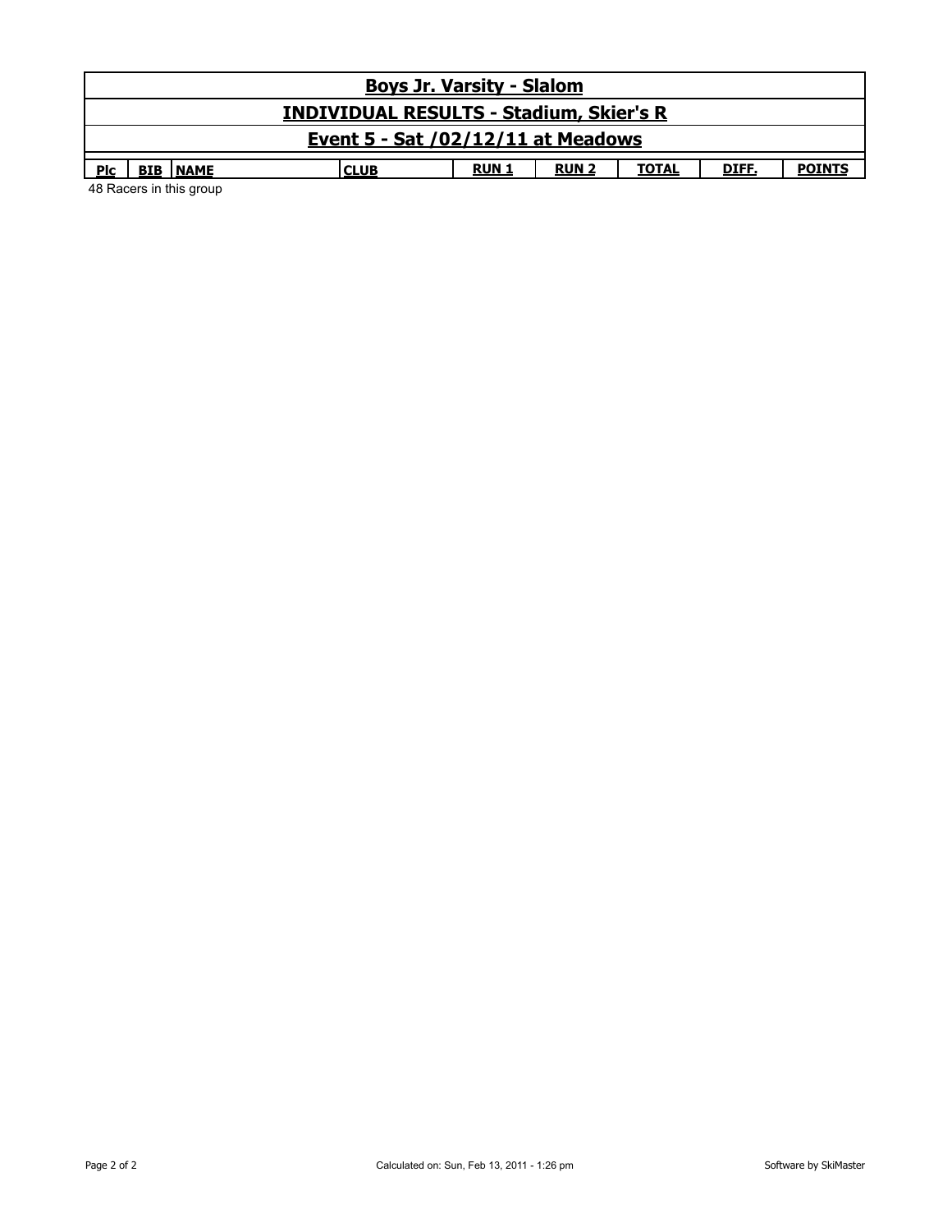# Boys Jr. Varsity - Slalom

## INDIVIDUAL RESULTS - Stadium, Skier's R

## Event 5 - Sat /02/12/11 at Meadows

| Plc | BIB | NAME | CLUB | RUN 1 | RUN 2 | TOTAL | DIFF. | POINTS |
|---|---|---|---|---|---|---|---|---|

48 Racers in this group

Calculated on: Sun, Feb 13, 2011 - 1:26 pm

Software by SkiMaster